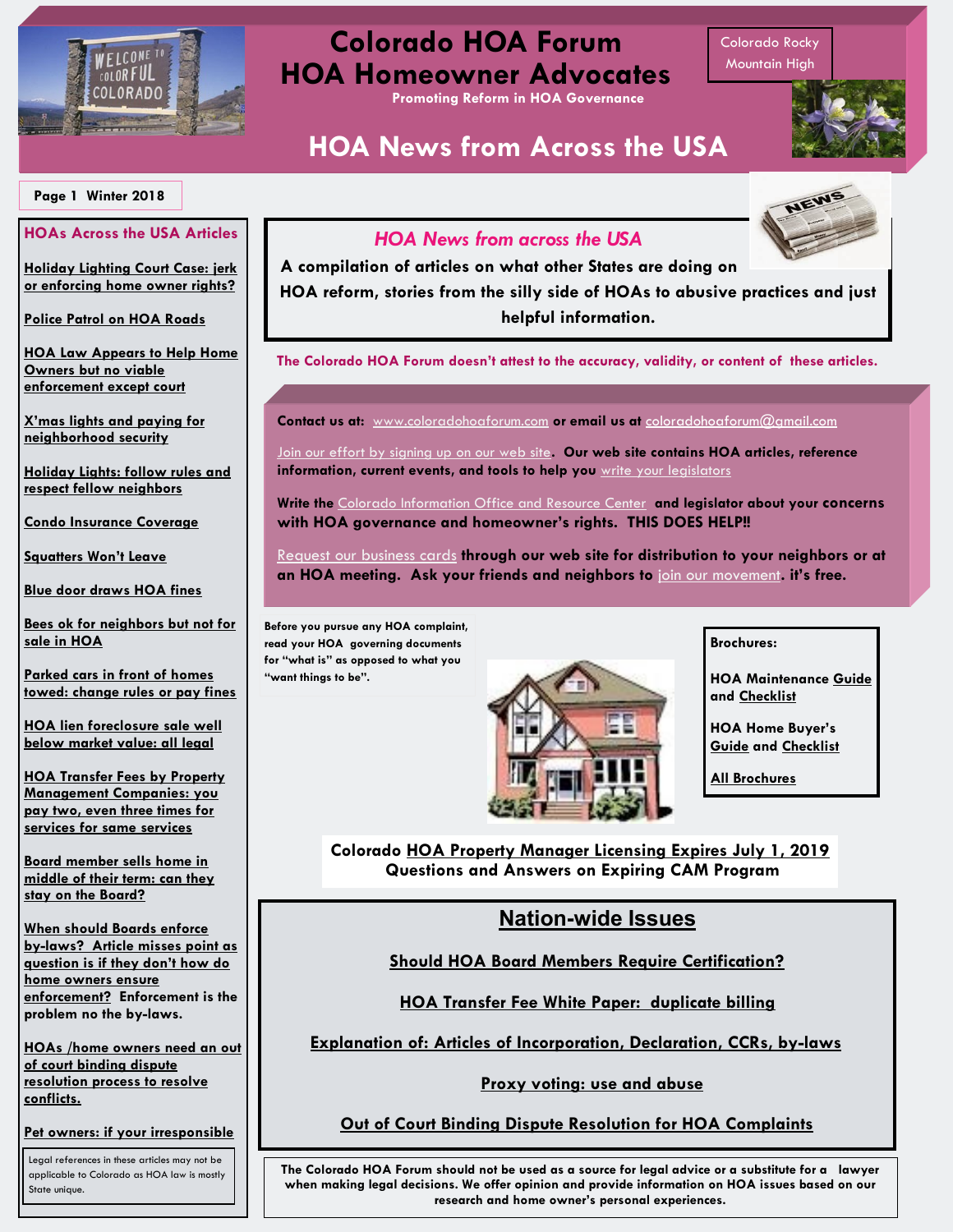# Colorado HOA Forum
# HOA Homeowner Advocates

**Promoting Reform in HOA Governance**

Colorado Rocky Mountain High

## HOA News from Across the USA

**Page 1 Winter 2018**

### HOAs Across the USA Articles

- **Holiday Lighting Court Case: jerk or enforcing home owner rights?**
- **Police Patrol on HOA Roads**
- **HOA Law Appears to Help Home Owners but no viable enforcement except court**
- **X'mas lights and paying for neighborhood security**
- **Holiday Lights: follow rules and respect fellow neighbors**
- **Condo Insurance Coverage**
- **Squatters Won't Leave**
- **Blue door draws HOA fines**
- **Bees ok for neighbors but not for sale in HOA**
- **Parked cars in front of homes towed: change rules or pay fines**
- **HOA lien foreclosure sale well below market value: all legal**
- **HOA Transfer Fees by Property Management Companies: you pay two, even three times for services for same services**
- **Board member sells home in middle of their term: can they stay on the Board?**
- **When should Boards enforce by-laws? Article misses point as question is if they don't how do home owners ensure enforcement?** Enforcement is the problem no the by-laws.
- **HOAs /home owners need an out of court binding dispute resolution process to resolve conflicts.**
- **Pet owners: if your irresponsible**

Legal references in these articles may not be applicable to Colorado as HOA law is mostly State unique.

### *HOA News from across the USA*

**A compilation of articles on what other States are doing on HOA reform, stories from the silly side of HOAs to abusive practices and just helpful information.**

**The Colorado HOA Forum doesn't attest to the accuracy, validity, or content of these articles.**

**Contact us at:** www.coloradohoaforum.com **or email us at** coloradohoaforum@gmail.com

Join our effort by signing up on our web site. **Our web site contains HOA articles, reference information, current events, and tools to help you** write your legislators

**Write the** Colorado Information Office and Resource Center **and legislator about your concerns with HOA governance and homeowner's rights. THIS DOES HELP!!**

Request our business cards **through our web site for distribution to your neighbors or at an HOA meeting. Ask your friends and neighbors to** join our movement. **it's free.**

**Before you pursue any HOA complaint, read your HOA governing documents for "what is" as opposed to what you "want things to be".**

**Brochures:**

- **HOA Maintenance Guide and Checklist**
- **HOA Home Buyer's Guide and Checklist**
- **All Brochures**

**Colorado HOA Property Manager Licensing Expires July 1, 2019**
**Questions and Answers on Expiring CAM Program**

## Nation-wide Issues

- **Should HOA Board Members Require Certification?**
- **HOA Transfer Fee White Paper: duplicate billing**
- **Explanation of: Articles of Incorporation, Declaration, CCRs, by-laws**
- **Proxy voting: use and abuse**
- **Out of Court Binding Dispute Resolution for HOA Complaints**

**The Colorado HOA Forum should not be used as a source for legal advice or a substitute for a lawyer when making legal decisions. We offer opinion and provide information on HOA issues based on our research and home owner's personal experiences.**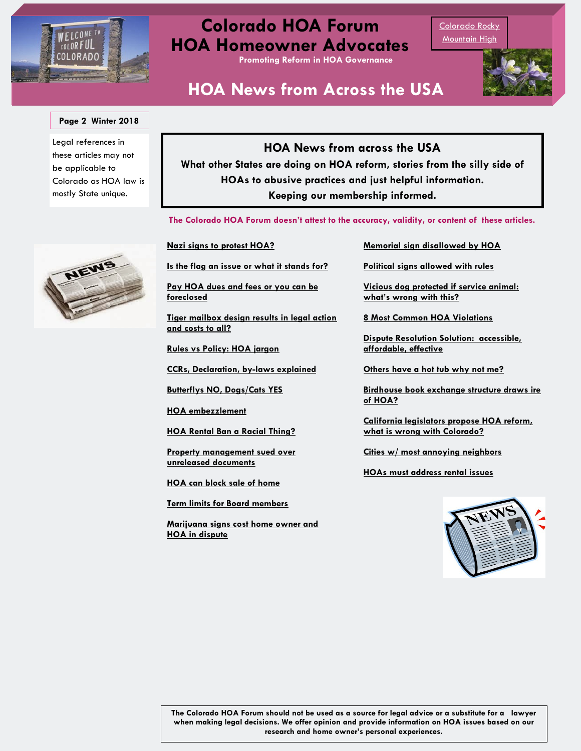# Colorado HOA Forum
# HOA Homeowner Advocates

**Promoting Reform in HOA Governance**

Colorado Rocky Mountain High

## HOA News from Across the USA

**Page 2 Winter 2018**

Legal references in these articles may not be applicable to Colorado as HOA law is mostly State unique.

### HOA News from across the USA

**What other States are doing on HOA reform, stories from the silly side of HOAs to abusive practices and just helpful information.**
**Keeping our membership informed.**

**The Colorado HOA Forum doesn't attest to the accuracy, validity, or content of these articles.**

- Nazi signs to protest HOA?
- Is the flag an issue or what it stands for?
- Pay HOA dues and fees or you can be foreclosed
- Tiger mailbox design results in legal action and costs to all?
- Rules vs Policy: HOA jargon
- CCRs, Declaration, by-laws explained
- Butterflys NO, Dogs/Cats YES
- HOA embezzlement
- HOA Rental Ban a Racial Thing?
- Property management sued over unreleased documents
- HOA can block sale of home
- Term limits for Board members
- Marijuana signs cost home owner and HOA in dispute
- Memorial sign disallowed by HOA
- Political signs allowed with rules
- Vicious dog protected if service animal: what's wrong with this?
- 8 Most Common HOA Violations
- Dispute Resolution Solution: accessible, affordable, effective
- Others have a hot tub why not me?
- Birdhouse book exchange structure draws ire of HOA?
- California legislators propose HOA reform, what is wrong with Colorado?
- Cities w/ most annoying neighbors
- HOAs must address rental issues

**The Colorado HOA Forum should not be used as a source for legal advice or a substitute for a lawyer when making legal decisions. We offer opinion and provide information on HOA issues based on our research and home owner's personal experiences.**